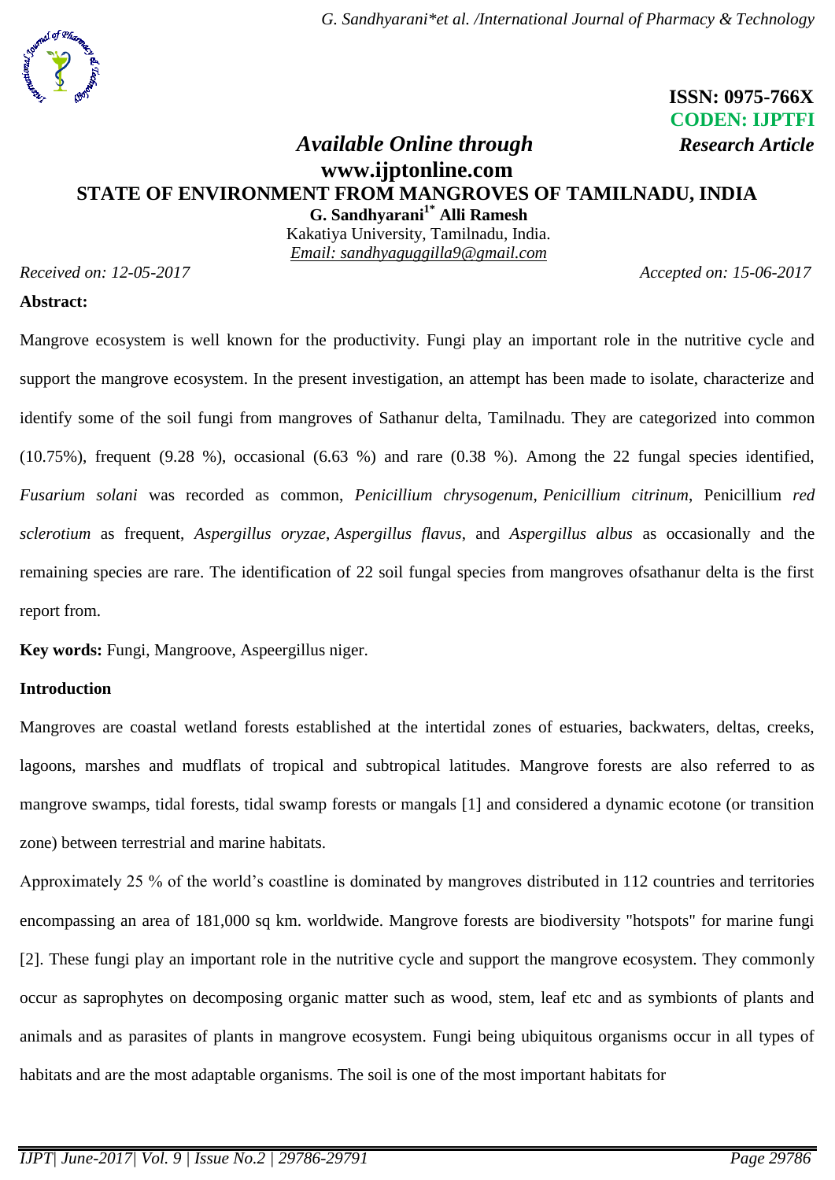ISSN: 0975-766X
CODEN: IJPTFI
*Available Online through* **Research Article**
**www.ijptonline.com**

# STATE OF ENVIRONMENT FROM MANGROVES OF TAMILNADU, INDIA

**G. Sandhyarani[1*] Alli Ramesh**
Kakatiya University, Tamilnadu, India.
*Email: sandhyaguggilla9@gmail.com*

*Received on: 12-05-2017* *Accepted on: 15-06-2017*

**Abstract:**

Mangrove ecosystem is well known for the productivity. Fungi play an important role in the nutritive cycle and support the mangrove ecosystem. In the present investigation, an attempt has been made to isolate, characterize and identify some of the soil fungi from mangroves of Sathanur delta, Tamilnadu. They are categorized into common (10.75%), frequent (9.28 %), occasional (6.63 %) and rare (0.38 %). Among the 22 fungal species identified, *Fusarium solani* was recorded as common, *Penicillium chrysogenum*, *Penicillium citrinum*, Penicillium *red sclerotium* as frequent, *Aspergillus oryzae*, *Aspergillus flavus*, and *Aspergillus albus* as occasionally and the remaining species are rare. The identification of 22 soil fungal species from mangroves ofsathanur delta is the first report from.

**Key words:** Fungi, Mangroove, Aspeergillus niger.

## Introduction

Mangroves are coastal wetland forests established at the intertidal zones of estuaries, backwaters, deltas, creeks, lagoons, marshes and mudflats of tropical and subtropical latitudes. Mangrove forests are also referred to as mangrove swamps, tidal forests, tidal swamp forests or mangals [1] and considered a dynamic ecotone (or transition zone) between terrestrial and marine habitats.

Approximately 25 % of the world's coastline is dominated by mangroves distributed in 112 countries and territories encompassing an area of 181,000 sq km. worldwide. Mangrove forests are biodiversity "hotspots" for marine fungi [2]. These fungi play an important role in the nutritive cycle and support the mangrove ecosystem. They commonly occur as saprophytes on decomposing organic matter such as wood, stem, leaf etc and as symbionts of plants and animals and as parasites of plants in mangrove ecosystem. Fungi being ubiquitous organisms occur in all types of habitats and are the most adaptable organisms. The soil is one of the most important habitats for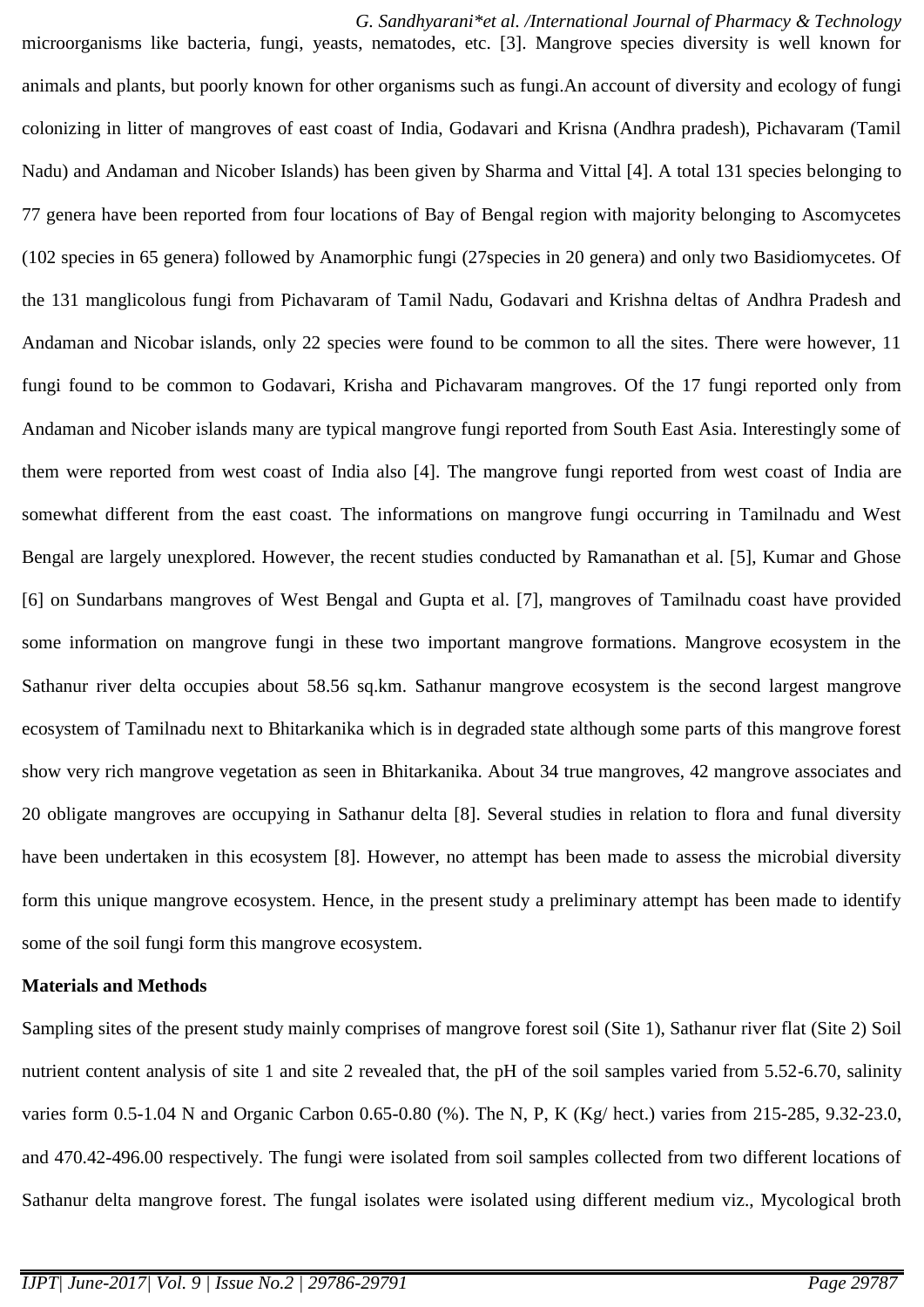microorganisms like bacteria, fungi, yeasts, nematodes, etc. [3]. Mangrove species diversity is well known for animals and plants, but poorly known for other organisms such as fungi.An account of diversity and ecology of fungi colonizing in litter of mangroves of east coast of India, Godavari and Krisna (Andhra pradesh), Pichavaram (Tamil Nadu) and Andaman and Nicober Islands) has been given by Sharma and Vittal [4]. A total 131 species belonging to 77 genera have been reported from four locations of Bay of Bengal region with majority belonging to Ascomycetes (102 species in 65 genera) followed by Anamorphic fungi (27species in 20 genera) and only two Basidiomycetes. Of the 131 manglicolous fungi from Pichavaram of Tamil Nadu, Godavari and Krishna deltas of Andhra Pradesh and Andaman and Nicobar islands, only 22 species were found to be common to all the sites. There were however, 11 fungi found to be common to Godavari, Krisha and Pichavaram mangroves. Of the 17 fungi reported only from Andaman and Nicober islands many are typical mangrove fungi reported from South East Asia. Interestingly some of them were reported from west coast of India also [4]. The mangrove fungi reported from west coast of India are somewhat different from the east coast. The informations on mangrove fungi occurring in Tamilnadu and West Bengal are largely unexplored. However, the recent studies conducted by Ramanathan et al. [5], Kumar and Ghose [6] on Sundarbans mangroves of West Bengal and Gupta et al. [7], mangroves of Tamilnadu coast have provided some information on mangrove fungi in these two important mangrove formations. Mangrove ecosystem in the Sathanur river delta occupies about 58.56 sq.km. Sathanur mangrove ecosystem is the second largest mangrove ecosystem of Tamilnadu next to Bhitarkanika which is in degraded state although some parts of this mangrove forest show very rich mangrove vegetation as seen in Bhitarkanika. About 34 true mangroves, 42 mangrove associates and 20 obligate mangroves are occupying in Sathanur delta [8]. Several studies in relation to flora and funal diversity have been undertaken in this ecosystem [8]. However, no attempt has been made to assess the microbial diversity form this unique mangrove ecosystem. Hence, in the present study a preliminary attempt has been made to identify some of the soil fungi form this mangrove ecosystem.

**Materials and Methods**

Sampling sites of the present study mainly comprises of mangrove forest soil (Site 1), Sathanur river flat (Site 2) Soil nutrient content analysis of site 1 and site 2 revealed that, the pH of the soil samples varied from 5.52-6.70, salinity varies form 0.5-1.04 N and Organic Carbon 0.65-0.80 (%). The N, P, K (Kg/ hect.) varies from 215-285, 9.32-23.0, and 470.42-496.00 respectively. The fungi were isolated from soil samples collected from two different locations of Sathanur delta mangrove forest. The fungal isolates were isolated using different medium viz., Mycological broth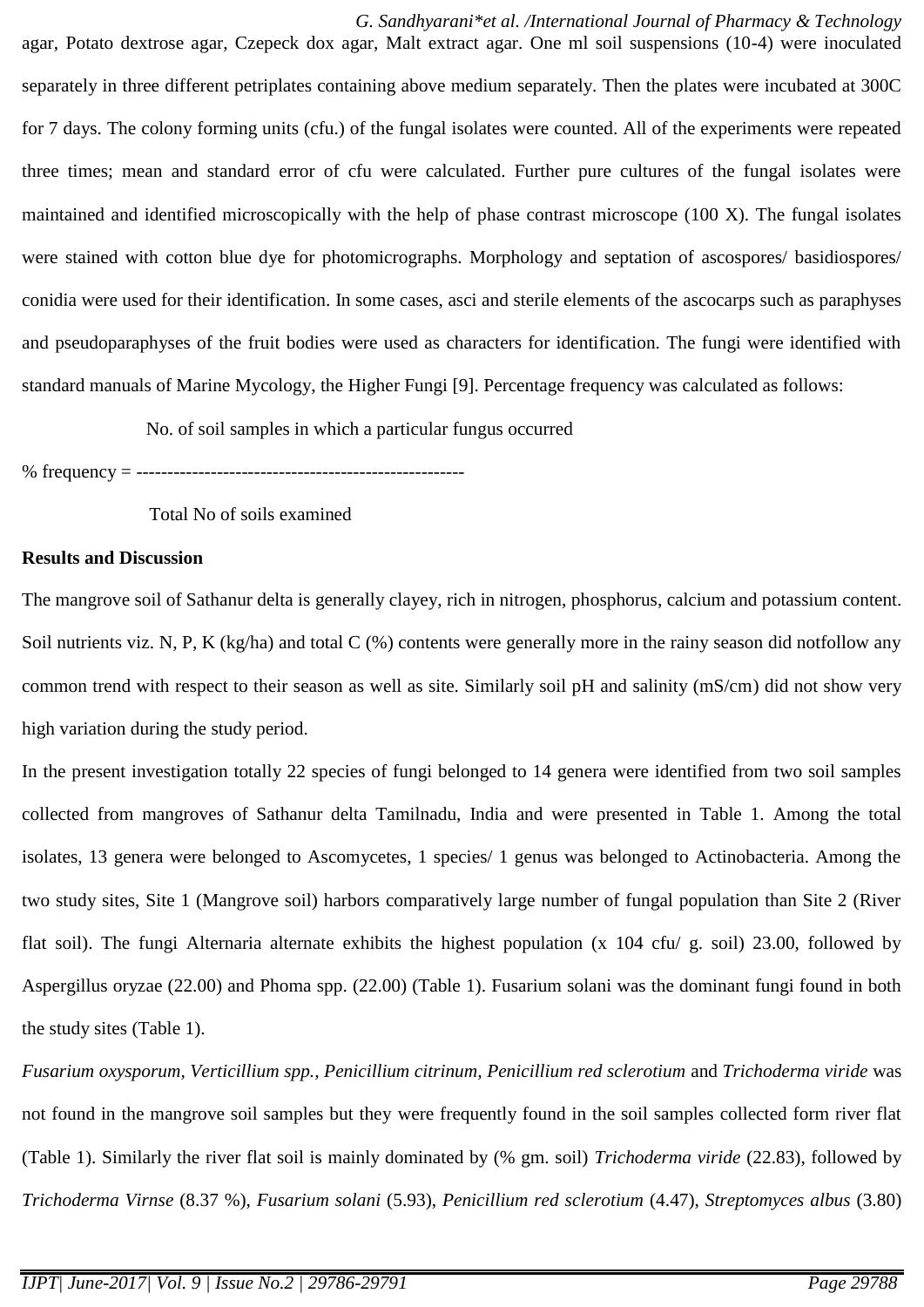agar, Potato dextrose agar, Czepeck dox agar, Malt extract agar. One ml soil suspensions (10-4) were inoculated separately in three different petriplates containing above medium separately. Then the plates were incubated at 300C for 7 days. The colony forming units (cfu.) of the fungal isolates were counted. All of the experiments were repeated three times; mean and standard error of cfu were calculated. Further pure cultures of the fungal isolates were maintained and identified microscopically with the help of phase contrast microscope (100 X). The fungal isolates were stained with cotton blue dye for photomicrographs. Morphology and septation of ascospores/ basidiospores/ conidia were used for their identification. In some cases, asci and sterile elements of the ascocarps such as paraphyses and pseudoparaphyses of the fruit bodies were used as characters for identification. The fungi were identified with standard manuals of Marine Mycology, the Higher Fungi [9]. Percentage frequency was calculated as follows:

$$\% \text{ frequency} = \frac{\text{No. of soil samples in which a particular fungus occurred}}{\text{Total No of soils examined}}$$

**Results and Discussion**

The mangrove soil of Sathanur delta is generally clayey, rich in nitrogen, phosphorus, calcium and potassium content. Soil nutrients viz. N, P, K (kg/ha) and total C (%) contents were generally more in the rainy season did notfollow any common trend with respect to their season as well as site. Similarly soil pH and salinity (mS/cm) did not show very high variation during the study period.

In the present investigation totally 22 species of fungi belonged to 14 genera were identified from two soil samples collected from mangroves of Sathanur delta Tamilnadu, India and were presented in Table 1. Among the total isolates, 13 genera were belonged to Ascomycetes, 1 species/ 1 genus was belonged to Actinobacteria. Among the two study sites, Site 1 (Mangrove soil) harbors comparatively large number of fungal population than Site 2 (River flat soil). The fungi Alternaria alternate exhibits the highest population (x 104 cfu/ g. soil) 23.00, followed by Aspergillus oryzae (22.00) and Phoma spp. (22.00) (Table 1). Fusarium solani was the dominant fungi found in both the study sites (Table 1).

*Fusarium oxysporum, Verticillium spp., Penicillium citrinum, Penicillium red sclerotium* and *Trichoderma viride* was not found in the mangrove soil samples but they were frequently found in the soil samples collected form river flat (Table 1). Similarly the river flat soil is mainly dominated by (% gm. soil) *Trichoderma viride* (22.83), followed by *Trichoderma Virnse* (8.37 %), *Fusarium solani* (5.93), *Penicillium red sclerotium* (4.47), *Streptomyces albus* (3.80)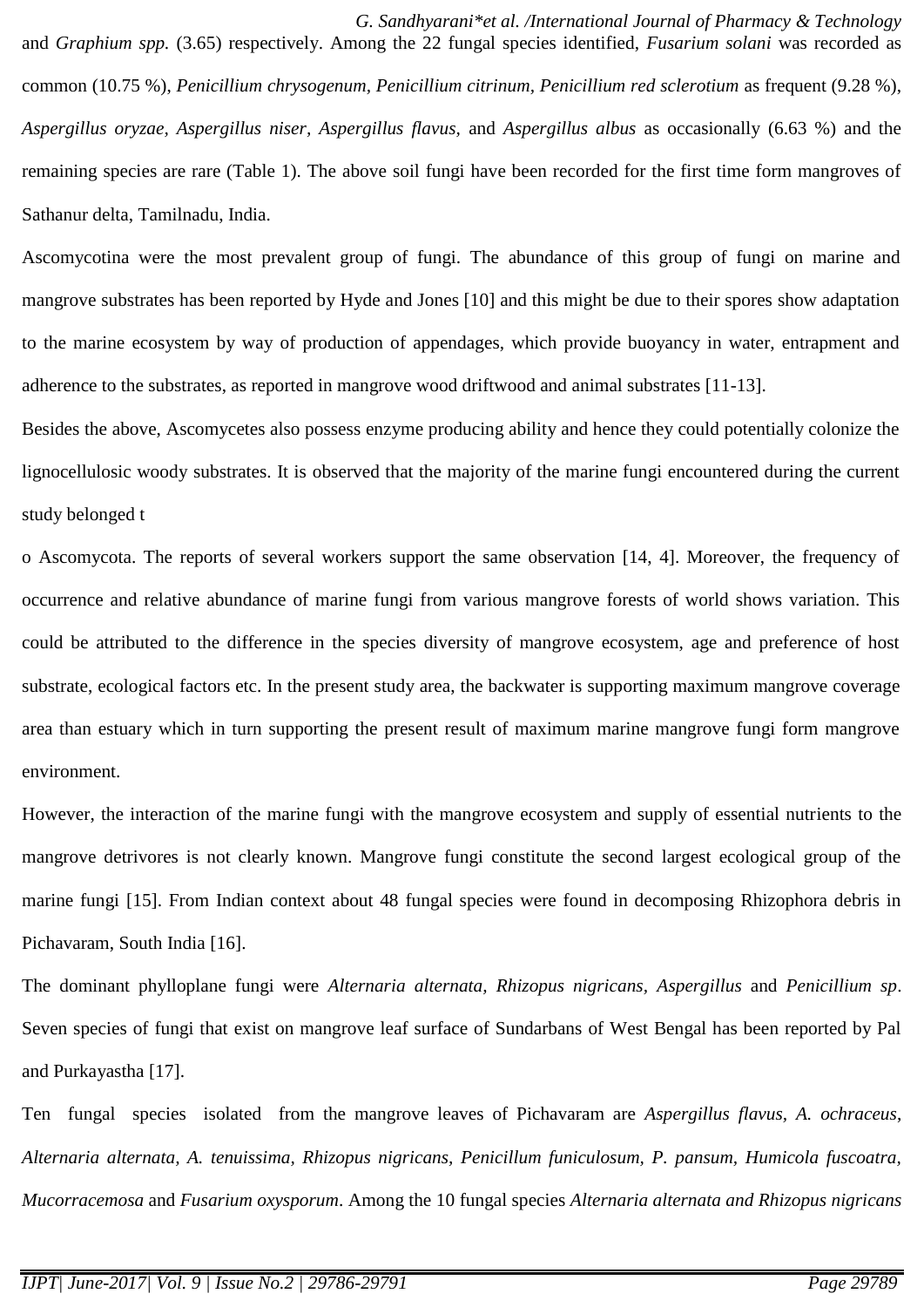and *Graphium spp.* (3.65) respectively. Among the 22 fungal species identified, *Fusarium solani* was recorded as common (10.75 %), *Penicillium chrysogenum, Penicillium citrinum, Penicillium red sclerotium* as frequent (9.28 %), *Aspergillus oryzae, Aspergillus niser, Aspergillus flavus,* and *Aspergillus albus* as occasionally (6.63 %) and the remaining species are rare (Table 1). The above soil fungi have been recorded for the first time form mangroves of Sathanur delta, Tamilnadu, India.

Ascomycotina were the most prevalent group of fungi. The abundance of this group of fungi on marine and mangrove substrates has been reported by Hyde and Jones [10] and this might be due to their spores show adaptation to the marine ecosystem by way of production of appendages, which provide buoyancy in water, entrapment and adherence to the substrates, as reported in mangrove wood driftwood and animal substrates [11-13].

Besides the above, Ascomycetes also possess enzyme producing ability and hence they could potentially colonize the lignocellulosic woody substrates. It is observed that the majority of the marine fungi encountered during the current study belonged t

o Ascomycota. The reports of several workers support the same observation [14, 4]. Moreover, the frequency of occurrence and relative abundance of marine fungi from various mangrove forests of world shows variation. This could be attributed to the difference in the species diversity of mangrove ecosystem, age and preference of host substrate, ecological factors etc. In the present study area, the backwater is supporting maximum mangrove coverage area than estuary which in turn supporting the present result of maximum marine mangrove fungi form mangrove environment.

However, the interaction of the marine fungi with the mangrove ecosystem and supply of essential nutrients to the mangrove detrivores is not clearly known. Mangrove fungi constitute the second largest ecological group of the marine fungi [15]. From Indian context about 48 fungal species were found in decomposing Rhizophora debris in Pichavaram, South India [16].

The dominant phylloplane fungi were *Alternaria alternata, Rhizopus nigricans, Aspergillus* and *Penicillium sp*. Seven species of fungi that exist on mangrove leaf surface of Sundarbans of West Bengal has been reported by Pal and Purkayastha [17].

Ten fungal species isolated from the mangrove leaves of Pichavaram are *Aspergillus flavus, A. ochraceus, Alternaria alternata, A. tenuissima, Rhizopus nigricans, Penicillum funiculosum, P. pansum, Humicola fuscoatra, Mucorracemosa* and *Fusarium oxysporum*. Among the 10 fungal species *Alternaria alternata and Rhizopus nigricans*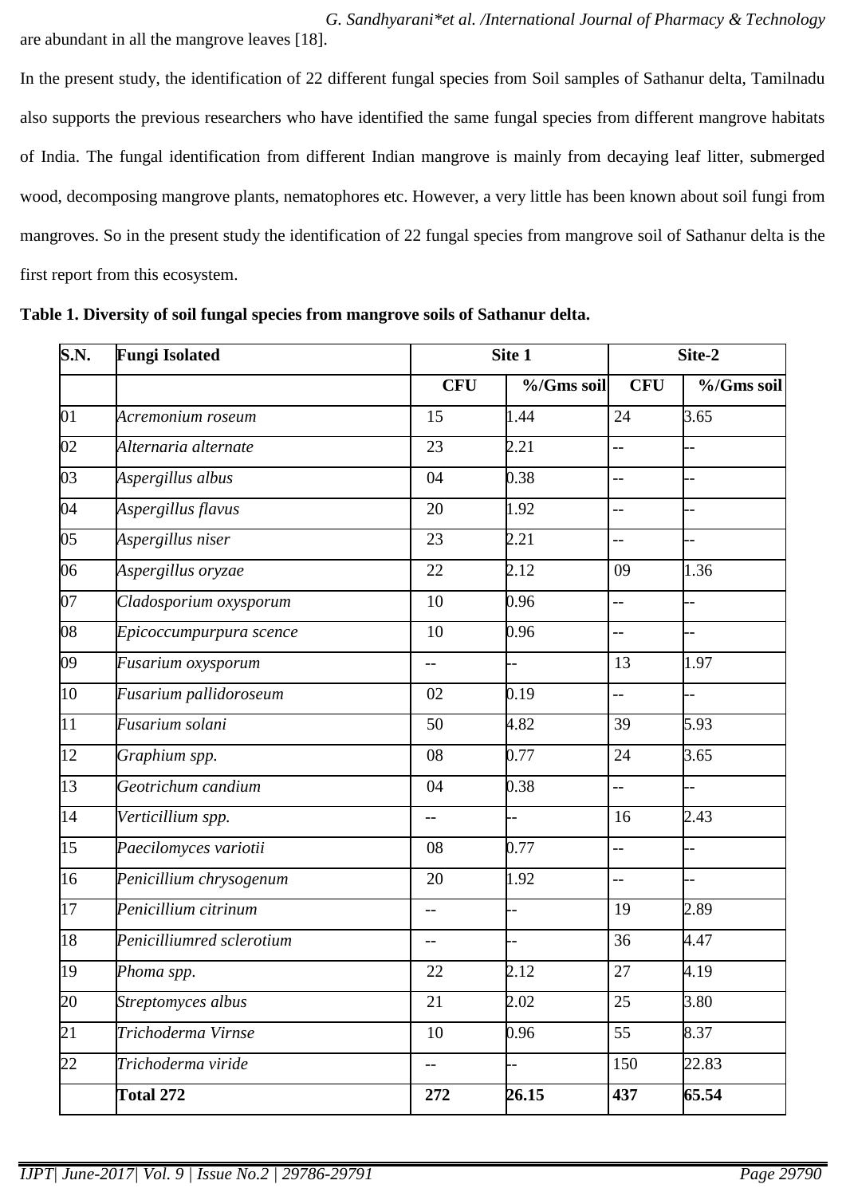are abundant in all the mangrove leaves [18].

In the present study, the identification of 22 different fungal species from Soil samples of Sathanur delta, Tamilnadu also supports the previous researchers who have identified the same fungal species from different mangrove habitats of India. The fungal identification from different Indian mangrove is mainly from decaying leaf litter, submerged wood, decomposing mangrove plants, nematophores etc. However, a very little has been known about soil fungi from mangroves. So in the present study the identification of 22 fungal species from mangrove soil of Sathanur delta is the first report from this ecosystem.

**Table 1. Diversity of soil fungal species from mangrove soils of Sathanur delta.**

| S.N. | Fungi Isolated | Site 1 | | Site-2 | |
|---|---|---|---|---|---|
| | | CFU | %/Gms soil | CFU | %/Gms soil |
| 01 | *Acremonium roseum* | 15 | 1.44 | 24 | 3.65 |
| 02 | *Alternaria alternate* | 23 | 2.21 | -- | -- |
| 03 | *Aspergillus albus* | 04 | 0.38 | -- | -- |
| 04 | *Aspergillus flavus* | 20 | 1.92 | -- | -- |
| 05 | *Aspergillus niser* | 23 | 2.21 | -- | -- |
| 06 | *Aspergillus oryzae* | 22 | 2.12 | 09 | 1.36 |
| 07 | *Cladosporium oxysporum* | 10 | 0.96 | -- | -- |
| 08 | *Epicoccumpurpura scence* | 10 | 0.96 | -- | -- |
| 09 | *Fusarium oxysporum* | -- | -- | 13 | 1.97 |
| 10 | *Fusarium pallidoroseum* | 02 | 0.19 | -- | -- |
| 11 | *Fusarium solani* | 50 | 4.82 | 39 | 5.93 |
| 12 | *Graphium spp.* | 08 | 0.77 | 24 | 3.65 |
| 13 | *Geotrichum candium* | 04 | 0.38 | -- | -- |
| 14 | *Verticillium spp.* | -- | -- | 16 | 2.43 |
| 15 | *Paecilomyces variotii* | 08 | 0.77 | -- | -- |
| 16 | *Penicillium chrysogenum* | 20 | 1.92 | -- | -- |
| 17 | *Penicillium citrinum* | -- | -- | 19 | 2.89 |
| 18 | *Penicilliumred sclerotium* | -- | -- | 36 | 4.47 |
| 19 | *Phoma spp.* | 22 | 2.12 | 27 | 4.19 |
| 20 | *Streptomyces albus* | 21 | 2.02 | 25 | 3.80 |
| 21 | *Trichoderma Virnse* | 10 | 0.96 | 55 | 8.37 |
| 22 | *Trichoderma viride* | -- | -- | 150 | 22.83 |
| | **Total 272** | **272** | **26.15** | **437** | **65.54** |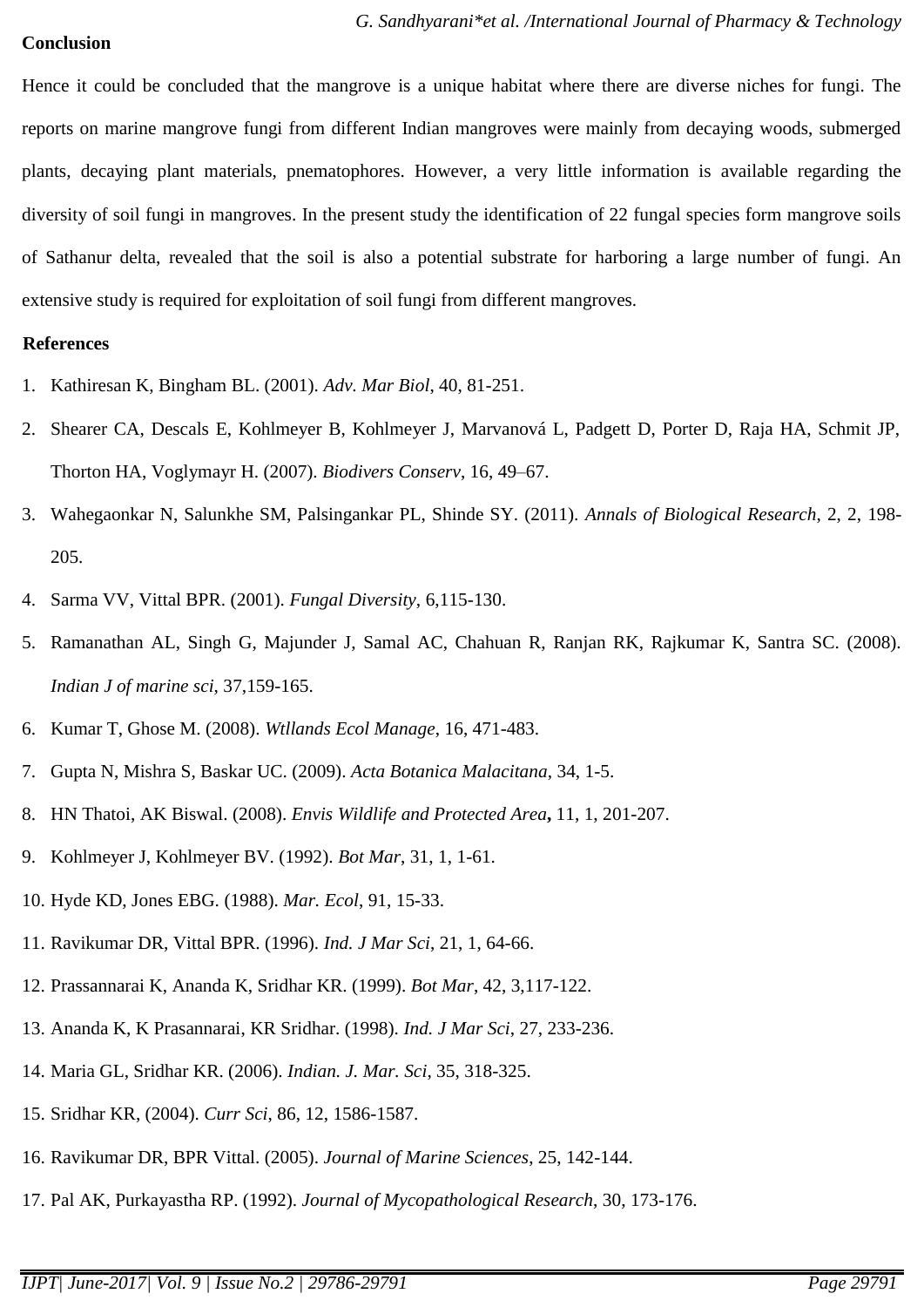## Conclusion

Hence it could be concluded that the mangrove is a unique habitat where there are diverse niches for fungi. The reports on marine mangrove fungi from different Indian mangroves were mainly from decaying woods, submerged plants, decaying plant materials, pnematophores. However, a very little information is available regarding the diversity of soil fungi in mangroves. In the present study the identification of 22 fungal species form mangrove soils of Sathanur delta, revealed that the soil is also a potential substrate for harboring a large number of fungi. An extensive study is required for exploitation of soil fungi from different mangroves.

## References

1. Kathiresan K, Bingham BL. (2001). *Adv. Mar Biol*, 40, 81-251.
2. Shearer CA, Descals E, Kohlmeyer B, Kohlmeyer J, Marvanová L, Padgett D, Porter D, Raja HA, Schmit JP, Thorton HA, Voglymayr H. (2007). *Biodivers Conserv*, 16, 49–67.
3. Wahegaonkar N, Salunkhe SM, Palsingankar PL, Shinde SY. (2011). *Annals of Biological Research*, 2, 2, 198-205.
4. Sarma VV, Vittal BPR. (2001). *Fungal Diversity*, 6,115-130.
5. Ramanathan AL, Singh G, Majunder J, Samal AC, Chahuan R, Ranjan RK, Rajkumar K, Santra SC. (2008). *Indian J of marine sci*, 37,159-165.
6. Kumar T, Ghose M. (2008). *Wtllands Ecol Manage*, 16, 471-483.
7. Gupta N, Mishra S, Baskar UC. (2009). *Acta Botanica Malacitana*, 34, 1-5.
8. HN Thatoi, AK Biswal. (2008). *Envis Wildlife and Protected Area***,** 11, 1, 201-207.
9. Kohlmeyer J, Kohlmeyer BV. (1992). *Bot Mar*, 31, 1, 1-61.
10. Hyde KD, Jones EBG. (1988). *Mar. Ecol*, 91, 15-33.
11. Ravikumar DR, Vittal BPR. (1996). *Ind. J Mar Sci*, 21, 1, 64-66.
12. Prassannarai K, Ananda K, Sridhar KR. (1999). *Bot Mar*, 42, 3,117-122.
13. Ananda K, K Prasannarai, KR Sridhar. (1998). *Ind. J Mar Sci*, 27, 233-236.
14. Maria GL, Sridhar KR. (2006). *Indian. J. Mar. Sci*, 35, 318-325.
15. Sridhar KR, (2004). *Curr Sci*, 86, 12, 1586-1587.
16. Ravikumar DR, BPR Vittal. (2005). *Journal of Marine Sciences*, 25, 142-144.
17. Pal AK, Purkayastha RP. (1992). *Journal of Mycopathological Research*, 30, 173-176.